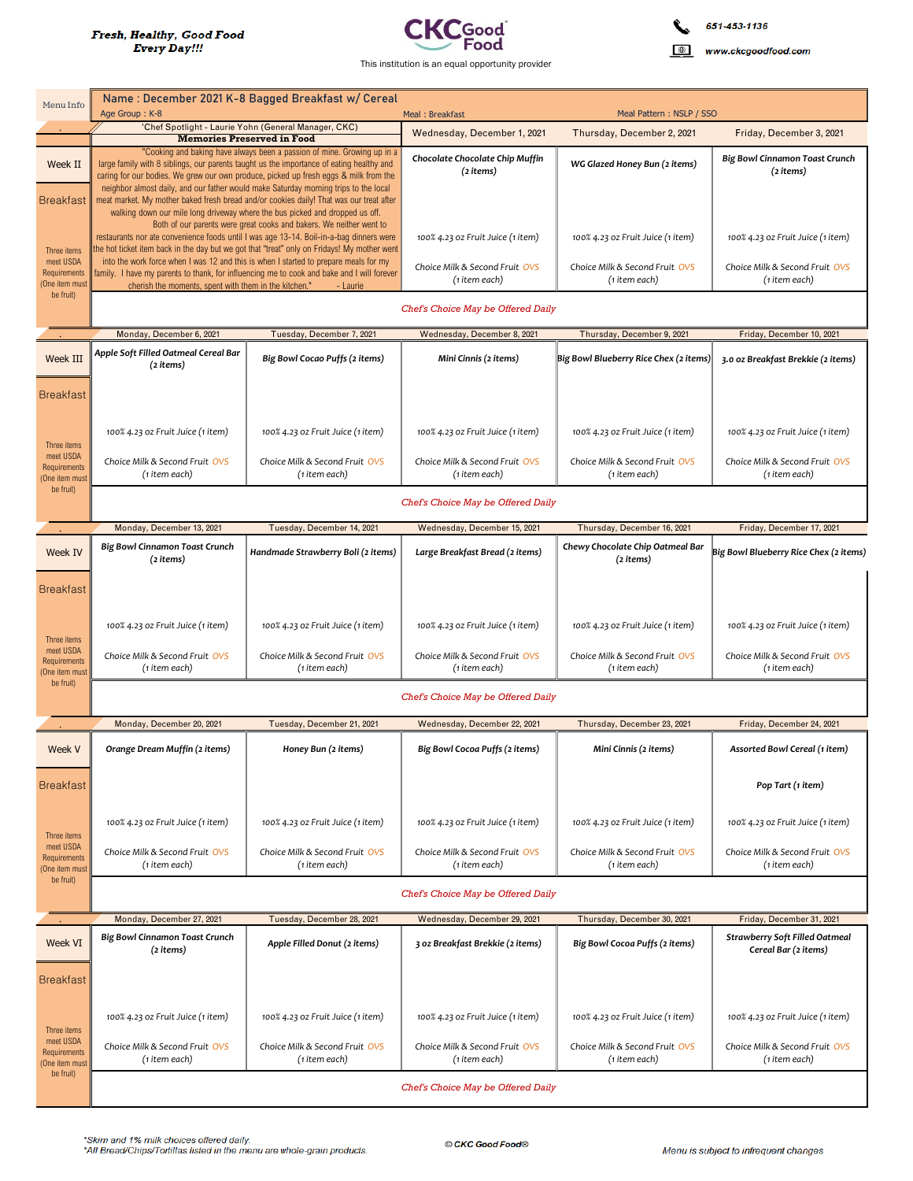*Fresh, Healthy, Good Food Every Day!!!*

**CKC Good Food**

This institution is an equal opportunity provider

651-453-1136

www.ckcgoodfood.com

| Menu Info | Name : December 2021 K-8 Bagged Breakfast w/ Cereal | | | |
|---|---|---|---|---|
| | Age Group : K-8 | Meal : Breakfast | Meal Pattern : NSLP / SSO | |

## Week II

'Chef Spotlight - Laurie Yohn (General Manager, CKC)

**Memories Preserved in Food**

"Cooking and baking have always been a passion of mine. Growing up in a large family with 8 siblings, our parents taught us the importance of eating healthy and caring for our bodies. We grew our own produce, picked up fresh eggs & milk from the neighbor almost daily, and our father would make Saturday morning trips to the local meat market. My mother baked fresh bread and/or cookies daily! That was our treat after walking down our mile long driveway where the bus picked and dropped us off.

Both of our parents were great cooks and bakers. We neither went to restaurants nor ate convenience foods until I was age 13-14. Boil-in-a-bag dinners were the hot ticket item back in the day but we got that "treat" only on Fridays! My mother went into the work force when I was 12 and this is when I started to prepare meals for my family. I have my parents to thank, for influencing me to cook and bake and I will forever cherish the moments, spent with them in the kitchen." - Laurie

| Breakfast | Wednesday, December 1, 2021 | Thursday, December 2, 2021 | Friday, December 3, 2021 |
|---|---|---|---|
| | *Chocolate Chocolate Chip Muffin (2 items)* | *WG Glazed Honey Bun (2 items)* | *Big Bowl Cinnamon Toast Crunch (2 items)* |
| | 100% 4.23 oz Fruit Juice (1 item) | 100% 4.23 oz Fruit Juice (1 item) | 100% 4.23 oz Fruit Juice (1 item) |
| Three items meet USDA Requirements (One item must be fruit) | Choice Milk & Second Fruit OVS (1 item each) | Choice Milk & Second Fruit OVS (1 item each) | Choice Milk & Second Fruit OVS (1 item each) |

*Chef's Choice May be Offered Daily*

## Week III

| Breakfast | Monday, December 6, 2021 | Tuesday, December 7, 2021 | Wednesday, December 8, 2021 | Thursday, December 9, 2021 | Friday, December 10, 2021 |
|---|---|---|---|---|---|
| | *Apple Soft Filled Oatmeal Cereal Bar (2 items)* | *Big Bowl Cocao Puffs (2 items)* | *Mini Cinnis (2 items)* | *Big Bowl Blueberry Rice Chex (2 items)* | *3.0 oz Breakfast Brekkie (2 items)* |
| | 100% 4.23 oz Fruit Juice (1 item) | 100% 4.23 oz Fruit Juice (1 item) | 100% 4.23 oz Fruit Juice (1 item) | 100% 4.23 oz Fruit Juice (1 item) | 100% 4.23 oz Fruit Juice (1 item) |
| Three items meet USDA Requirements (One item must be fruit) | Choice Milk & Second Fruit OVS (1 item each) | Choice Milk & Second Fruit OVS (1 item each) | Choice Milk & Second Fruit OVS (1 item each) | Choice Milk & Second Fruit OVS (1 item each) | Choice Milk & Second Fruit OVS (1 item each) |

*Chef's Choice May be Offered Daily*

## Week IV

| Breakfast | Monday, December 13, 2021 | Tuesday, December 14, 2021 | Wednesday, December 15, 2021 | Thursday, December 16, 2021 | Friday, December 17, 2021 |
|---|---|---|---|---|---|
| | *Big Bowl Cinnamon Toast Crunch (2 items)* | *Handmade Strawberry Boli (2 items)* | *Large Breakfast Bread (2 items)* | *Chewy Chocolate Chip Oatmeal Bar (2 items)* | *Big Bowl Blueberry Rice Chex (2 items)* |
| | 100% 4.23 oz Fruit Juice (1 item) | 100% 4.23 oz Fruit Juice (1 item) | 100% 4.23 oz Fruit Juice (1 item) | 100% 4.23 oz Fruit Juice (1 item) | 100% 4.23 oz Fruit Juice (1 item) |
| Three items meet USDA Requirements (One item must be fruit) | Choice Milk & Second Fruit OVS (1 item each) | Choice Milk & Second Fruit OVS (1 item each) | Choice Milk & Second Fruit OVS (1 item each) | Choice Milk & Second Fruit OVS (1 item each) | Choice Milk & Second Fruit OVS (1 item each) |

*Chef's Choice May be Offered Daily*

## Week V

| Breakfast | Monday, December 20, 2021 | Tuesday, December 21, 2021 | Wednesday, December 22, 2021 | Thursday, December 23, 2021 | Friday, December 24, 2021 |
|---|---|---|---|---|---|
| | *Orange Dream Muffin (2 items)* | *Honey Bun (2 items)* | *Big Bowl Cocoa Puffs (2 items)* | *Mini Cinnis (2 items)* | *Assorted Bowl Cereal (1 item)* |
| | | | | | *Pop Tart (1 item)* |
| | 100% 4.23 oz Fruit Juice (1 item) | 100% 4.23 oz Fruit Juice (1 item) | 100% 4.23 oz Fruit Juice (1 item) | 100% 4.23 oz Fruit Juice (1 item) | 100% 4.23 oz Fruit Juice (1 item) |
| Three items meet USDA Requirements (One item must be fruit) | Choice Milk & Second Fruit OVS (1 item each) | Choice Milk & Second Fruit OVS (1 item each) | Choice Milk & Second Fruit OVS (1 item each) | Choice Milk & Second Fruit OVS (1 item each) | Choice Milk & Second Fruit OVS (1 item each) |

*Chef's Choice May be Offered Daily*

## Week VI

| Breakfast | Monday, December 27, 2021 | Tuesday, December 28, 2021 | Wednesday, December 29, 2021 | Thursday, December 30, 2021 | Friday, December 31, 2021 |
|---|---|---|---|---|---|
| | *Big Bowl Cinnamon Toast Crunch (2 items)* | *Apple Filled Donut (2 items)* | *3 oz Breakfast Brekkie (2 items)* | *Big Bowl Cocoa Puffs (2 items)* | *Strawberry Soft Filled Oatmeal Cereal Bar (2 items)* |
| | 100% 4.23 oz Fruit Juice (1 item) | 100% 4.23 oz Fruit Juice (1 item) | 100% 4.23 oz Fruit Juice (1 item) | 100% 4.23 oz Fruit Juice (1 item) | 100% 4.23 oz Fruit Juice (1 item) |
| Three items meet USDA Requirements (One item must be fruit) | Choice Milk & Second Fruit OVS (1 item each) | Choice Milk & Second Fruit OVS (1 item each) | Choice Milk & Second Fruit OVS (1 item each) | Choice Milk & Second Fruit OVS (1 item each) | Choice Milk & Second Fruit OVS (1 item each) |

*Chef's Choice May be Offered Daily*

*Skim and 1% milk choices offered daily.
*All Bread/Chips/Tortillas listed in the menu are whole-grain products.

© CKC Good Food®

*Menu is subject to infrequent changes*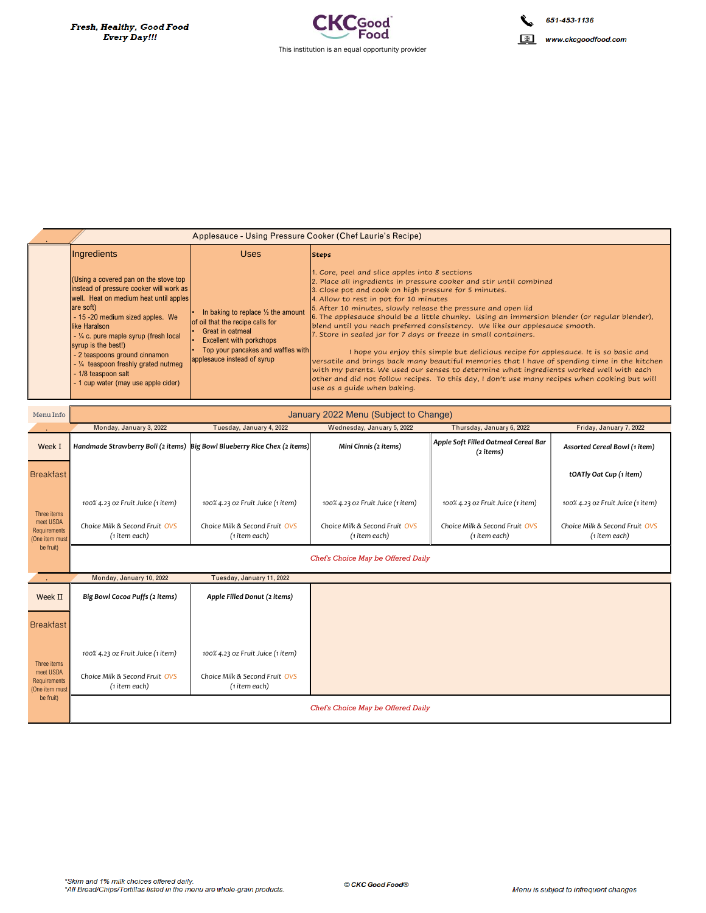*Fresh, Healthy, Good Food Every Day!!!*

CKC Good Food

This institution is an equal opportunity provider

651-453-1136

www.ckcgoodfood.com

## Applesauce - Using Pressure Cooker (Chef Laurie's Recipe)

| Ingredients | Uses | Steps |
|---|---|---|
| (Using a covered pan on the stove top instead of pressure cooker will work as well. Heat on medium heat until apples are soft)<br>- 15 -20 medium sized apples. We like Haralson<br>- ¼ c. pure maple syrup (fresh local syrup is the best!)<br>- 2 teaspoons ground cinnamon<br>- ¼ teaspoon freshly grated nutmeg<br>- 1/8 teaspoon salt<br>- 1 cup water (may use apple cider) | • In baking to replace ½ the amount of oil that the recipe calls for<br>• Great in oatmeal<br>• Excellent with porkchops<br>• Top your pancakes and waffles with applesauce instead of syrup | 1. Core, peel and slice apples into 8 sections<br>2. Place all ingredients in pressure cooker and stir until combined<br>3. Close pot and cook on high pressure for 5 minutes.<br>4. Allow to rest in pot for 10 minutes<br>5. After 10 minutes, slowly release the pressure and open lid<br>6. The applesauce should be a little chunky. Using an immersion blender (or regular blender), blend until you reach preferred consistency. We like our applesauce smooth.<br>7. Store in sealed jar for 7 days or freeze in small containers.<br><br>I hope you enjoy this simple but delicious recipe for applesauce. It is so basic and versatile and brings back many beautiful memories that I have of spending time in the kitchen with my parents. We used our senses to determine what ingredients worked well with each other and did not follow recipes. To this day, I don't use many recipes when cooking but will use as a guide when baking. |

## January 2022 Menu (Subject to Change)

| Menu Info | Monday, January 3, 2022 | Tuesday, January 4, 2022 | Wednesday, January 5, 2022 | Thursday, January 6, 2022 | Friday, January 7, 2022 |
|---|---|---|---|---|---|
| Week I | *Handmade Strawberry Boli (2 items)* | *Big Bowl Blueberry Rice Chex (2 items)* | *Mini Cinnis (2 items)* | *Apple Soft Filled Oatmeal Cereal Bar (2 items)* | *Assorted Cereal Bowl (1 item)* |
| Breakfast | | | | | *tOATly Oat Cup (1 item)* |
| Three items meet USDA Requirements (One item must be fruit) | 100% 4.23 oz Fruit Juice (1 item) | 100% 4.23 oz Fruit Juice (1 item) | 100% 4.23 oz Fruit Juice (1 item) | 100% 4.23 oz Fruit Juice (1 item) | 100% 4.23 oz Fruit Juice (1 item) |
| | Choice Milk & Second Fruit OVS (1 item each) | Choice Milk & Second Fruit OVS (1 item each) | Choice Milk & Second Fruit OVS (1 item each) | Choice Milk & Second Fruit OVS (1 item each) | Choice Milk & Second Fruit OVS (1 item each) |
| | *Chef's Choice May be Offered Daily* | | | | |

| Menu Info | Monday, January 10, 2022 | Tuesday, January 11, 2022 |
|---|---|---|
| Week II | *Big Bowl Cocoa Puffs (2 items)* | *Apple Filled Donut (2 items)* |
| Breakfast | | |
| Three items meet USDA Requirements (One item must be fruit) | 100% 4.23 oz Fruit Juice (1 item) | 100% 4.23 oz Fruit Juice (1 item) |
| | Choice Milk & Second Fruit OVS (1 item each) | Choice Milk & Second Fruit OVS (1 item each) |
| | *Chef's Choice May be Offered Daily* | |

*Skim and 1% milk choices offered daily.
*All Bread/Chips/Tortillas listed in the menu are whole-grain products.

© CKC Good Food®

Menu is subject to infrequent changes